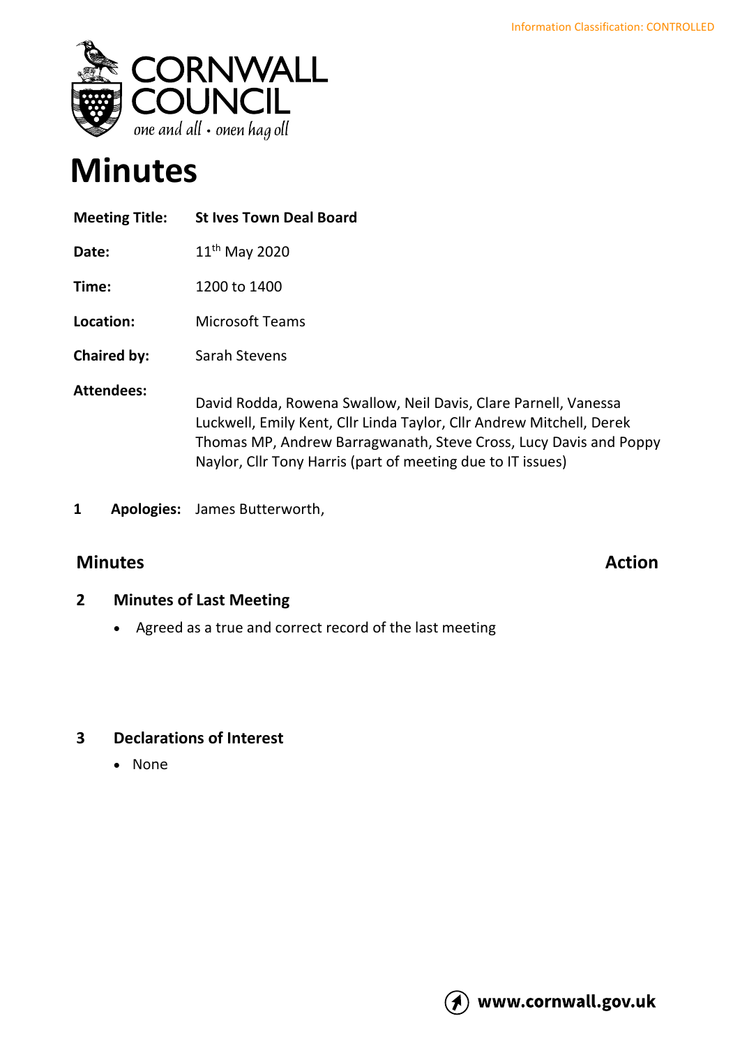Information Classification: CONTROLLED

CORNWALL COUNCIL
*one and all • onen hag oll*

# Minutes

| | |
|---|---|
| **Meeting Title:** | **St Ives Town Deal Board** |
| **Date:** | 11th May 2020 |
| **Time:** | 1200 to 1400 |
| **Location:** | Microsoft Teams |
| **Chaired by:** | Sarah Stevens |
| **Attendees:** | David Rodda, Rowena Swallow, Neil Davis, Clare Parnell, Vanessa Luckwell, Emily Kent, Cllr Linda Taylor, Cllr Andrew Mitchell, Derek Thomas MP, Andrew Barragwanath, Steve Cross, Lucy Davis and Poppy Naylor, Cllr Tony Harris (part of meeting due to IT issues) |

**1 Apologies:** James Butterworth,

## Minutes — Action

### 2 Minutes of Last Meeting

- Agreed as a true and correct record of the last meeting

### 3 Declarations of Interest

- None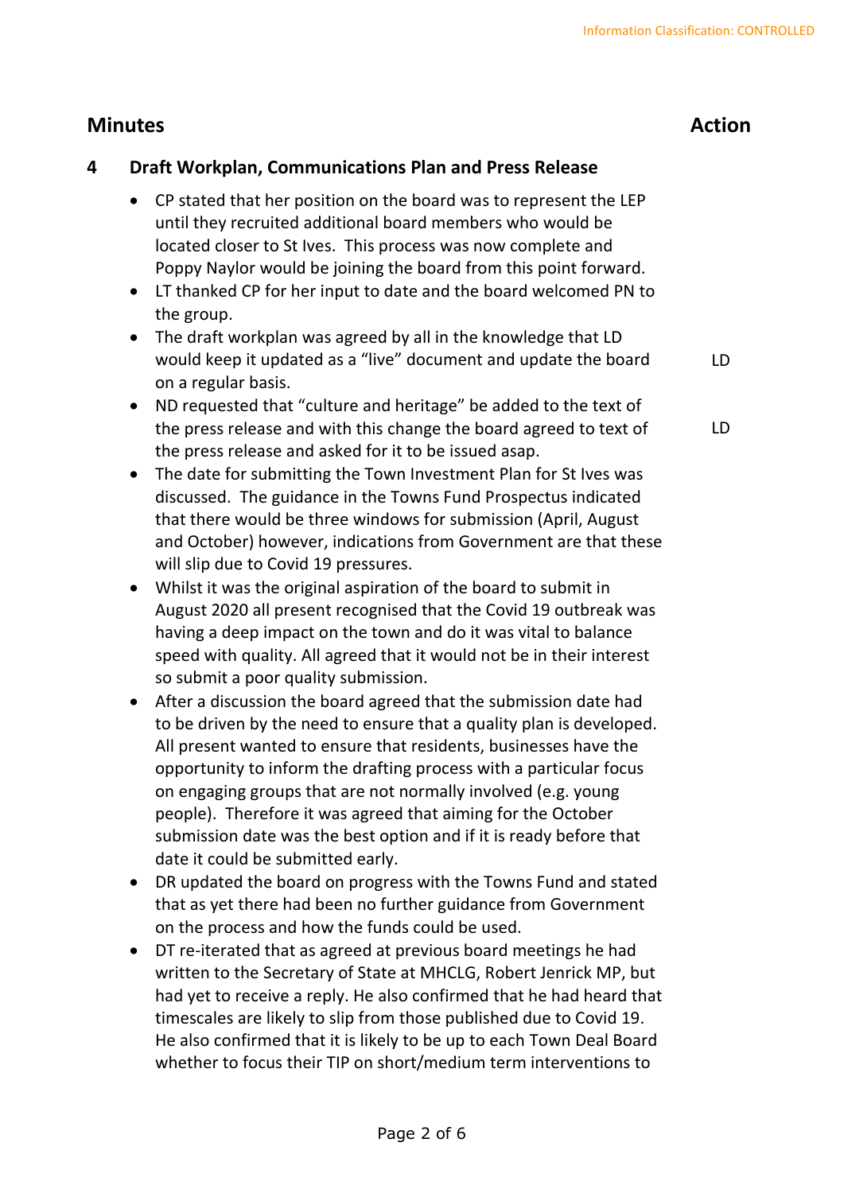| Minutes | Action |
|---|---|

## 4 Draft Workplan, Communications Plan and Press Release

- CP stated that her position on the board was to represent the LEP until they recruited additional board members who would be located closer to St Ives. This process was now complete and Poppy Naylor would be joining the board from this point forward.
- LT thanked CP for her input to date and the board welcomed PN to the group.
- The draft workplan was agreed by all in the knowledge that LD would keep it updated as a "live" document and update the board on a regular basis. **Action: LD**
- ND requested that "culture and heritage" be added to the text of the press release and with this change the board agreed to text of the press release and asked for it to be issued asap. **Action: LD**
- The date for submitting the Town Investment Plan for St Ives was discussed. The guidance in the Towns Fund Prospectus indicated that there would be three windows for submission (April, August and October) however, indications from Government are that these will slip due to Covid 19 pressures.
- Whilst it was the original aspiration of the board to submit in August 2020 all present recognised that the Covid 19 outbreak was having a deep impact on the town and do it was vital to balance speed with quality. All agreed that it would not be in their interest so submit a poor quality submission.
- After a discussion the board agreed that the submission date had to be driven by the need to ensure that a quality plan is developed. All present wanted to ensure that residents, businesses have the opportunity to inform the drafting process with a particular focus on engaging groups that are not normally involved (e.g. young people). Therefore it was agreed that aiming for the October submission date was the best option and if it is ready before that date it could be submitted early.
- DR updated the board on progress with the Towns Fund and stated that as yet there had been no further guidance from Government on the process and how the funds could be used.
- DT re-iterated that as agreed at previous board meetings he had written to the Secretary of State at MHCLG, Robert Jenrick MP, but had yet to receive a reply. He also confirmed that he had heard that timescales are likely to slip from those published due to Covid 19. He also confirmed that it is likely to be up to each Town Deal Board whether to focus their TIP on short/medium term interventions to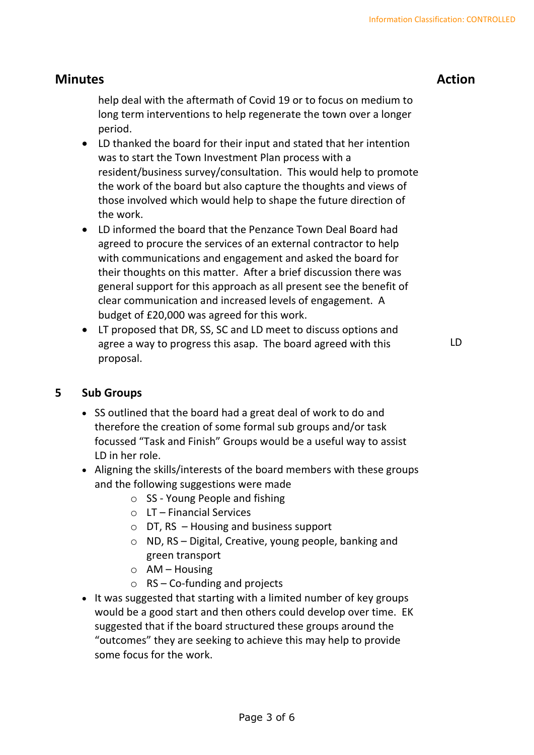| Minutes | Action |
|---|---|
| help deal with the aftermath of Covid 19 or to focus on medium to long term interventions to help regenerate the town over a longer period. | |
| • LD thanked the board for their input and stated that her intention was to start the Town Investment Plan process with a resident/business survey/consultation. This would help to promote the work of the board but also capture the thoughts and views of those involved which would help to shape the future direction of the work. | |
| • LD informed the board that the Penzance Town Deal Board had agreed to procure the services of an external contractor to help with communications and engagement and asked the board for their thoughts on this matter. After a brief discussion there was general support for this approach as all present see the benefit of clear communication and increased levels of engagement. A budget of £20,000 was agreed for this work. | |
| • LT proposed that DR, SS, SC and LD meet to discuss options and agree a way to progress this asap. The board agreed with this proposal. | LD |

## 5 Sub Groups

- SS outlined that the board had a great deal of work to do and therefore the creation of some formal sub groups and/or task focussed "Task and Finish" Groups would be a useful way to assist LD in her role.
- Aligning the skills/interests of the board members with these groups and the following suggestions were made
  - SS - Young People and fishing
  - LT – Financial Services
  - DT, RS – Housing and business support
  - ND, RS – Digital, Creative, young people, banking and green transport
  - AM – Housing
  - RS – Co-funding and projects
- It was suggested that starting with a limited number of key groups would be a good start and then others could develop over time. EK suggested that if the board structured these groups around the "outcomes" they are seeking to achieve this may help to provide some focus for the work.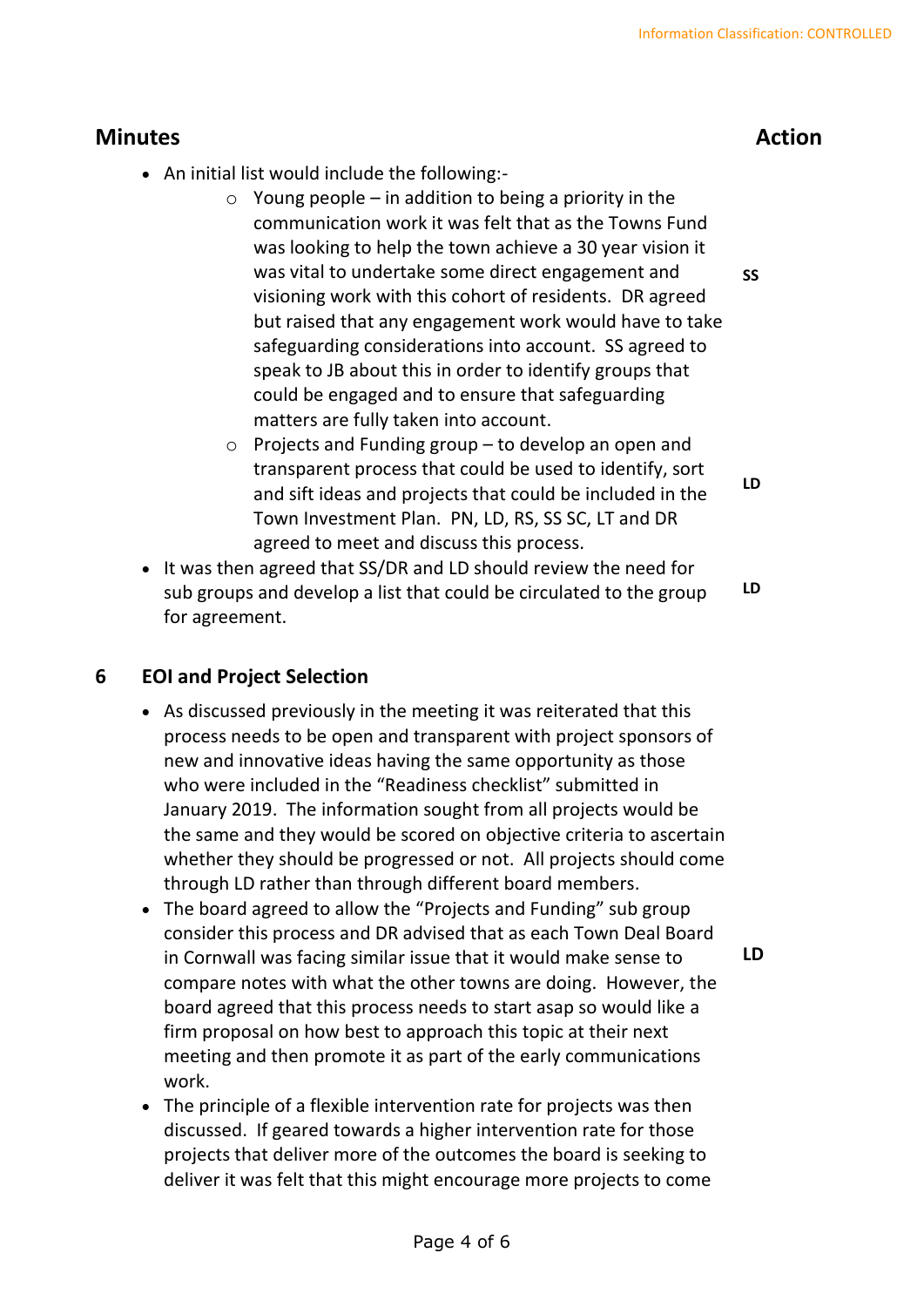## Minutes

**Action**

- An initial list would include the following:-
    - Young people – in addition to being a priority in the communication work it was felt that as the Towns Fund was looking to help the town achieve a 30 year vision it was vital to undertake some direct engagement and visioning work with this cohort of residents. DR agreed but raised that any engagement work would have to take safeguarding considerations into account. SS agreed to speak to JB about this in order to identify groups that could be engaged and to ensure that safeguarding matters are fully taken into account. **SS**
    - Projects and Funding group – to develop an open and transparent process that could be used to identify, sort and sift ideas and projects that could be included in the Town Investment Plan. PN, LD, RS, SS SC, LT and DR agreed to meet and discuss this process. **LD**
- It was then agreed that SS/DR and LD should review the need for sub groups and develop a list that could be circulated to the group for agreement. **LD**

## 6 EOI and Project Selection

- As discussed previously in the meeting it was reiterated that this process needs to be open and transparent with project sponsors of new and innovative ideas having the same opportunity as those who were included in the "Readiness checklist" submitted in January 2019. The information sought from all projects would be the same and they would be scored on objective criteria to ascertain whether they should be progressed or not. All projects should come through LD rather than through different board members.
- The board agreed to allow the "Projects and Funding" sub group consider this process and DR advised that as each Town Deal Board in Cornwall was facing similar issue that it would make sense to compare notes with what the other towns are doing. However, the board agreed that this process needs to start asap so would like a firm proposal on how best to approach this topic at their next meeting and then promote it as part of the early communications work. **LD**
- The principle of a flexible intervention rate for projects was then discussed. If geared towards a higher intervention rate for those projects that deliver more of the outcomes the board is seeking to deliver it was felt that this might encourage more projects to come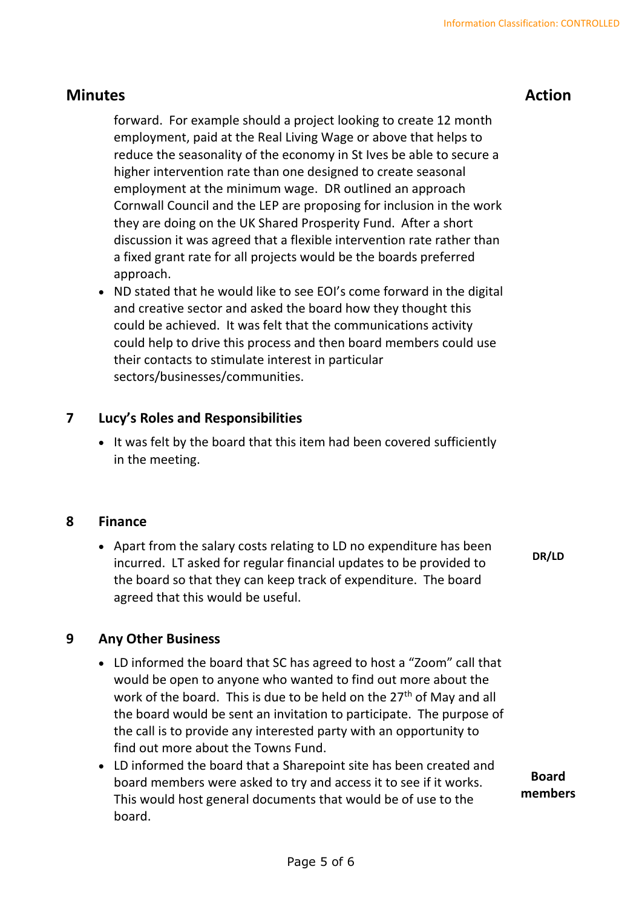## Minutes | Action

forward. For example should a project looking to create 12 month employment, paid at the Real Living Wage or above that helps to reduce the seasonality of the economy in St Ives be able to secure a higher intervention rate than one designed to create seasonal employment at the minimum wage. DR outlined an approach Cornwall Council and the LEP are proposing for inclusion in the work they are doing on the UK Shared Prosperity Fund. After a short discussion it was agreed that a flexible intervention rate rather than a fixed grant rate for all projects would be the boards preferred approach.

- ND stated that he would like to see EOI's come forward in the digital and creative sector and asked the board how they thought this could be achieved. It was felt that the communications activity could help to drive this process and then board members could use their contacts to stimulate interest in particular sectors/businesses/communities.

### 7 Lucy's Roles and Responsibilities

- It was felt by the board that this item had been covered sufficiently in the meeting.

### 8 Finance

- Apart from the salary costs relating to LD no expenditure has been incurred. LT asked for regular financial updates to be provided to the board so that they can keep track of expenditure. The board agreed that this would be useful. — **Action: DR/LD**

### 9 Any Other Business

- LD informed the board that SC has agreed to host a "Zoom" call that would be open to anyone who wanted to find out more about the work of the board. This is due to be held on the 27th of May and all the board would be sent an invitation to participate. The purpose of the call is to provide any interested party with an opportunity to find out more about the Towns Fund.
- LD informed the board that a Sharepoint site has been created and board members were asked to try and access it to see if it works. This would host general documents that would be of use to the board. — **Action: Board members**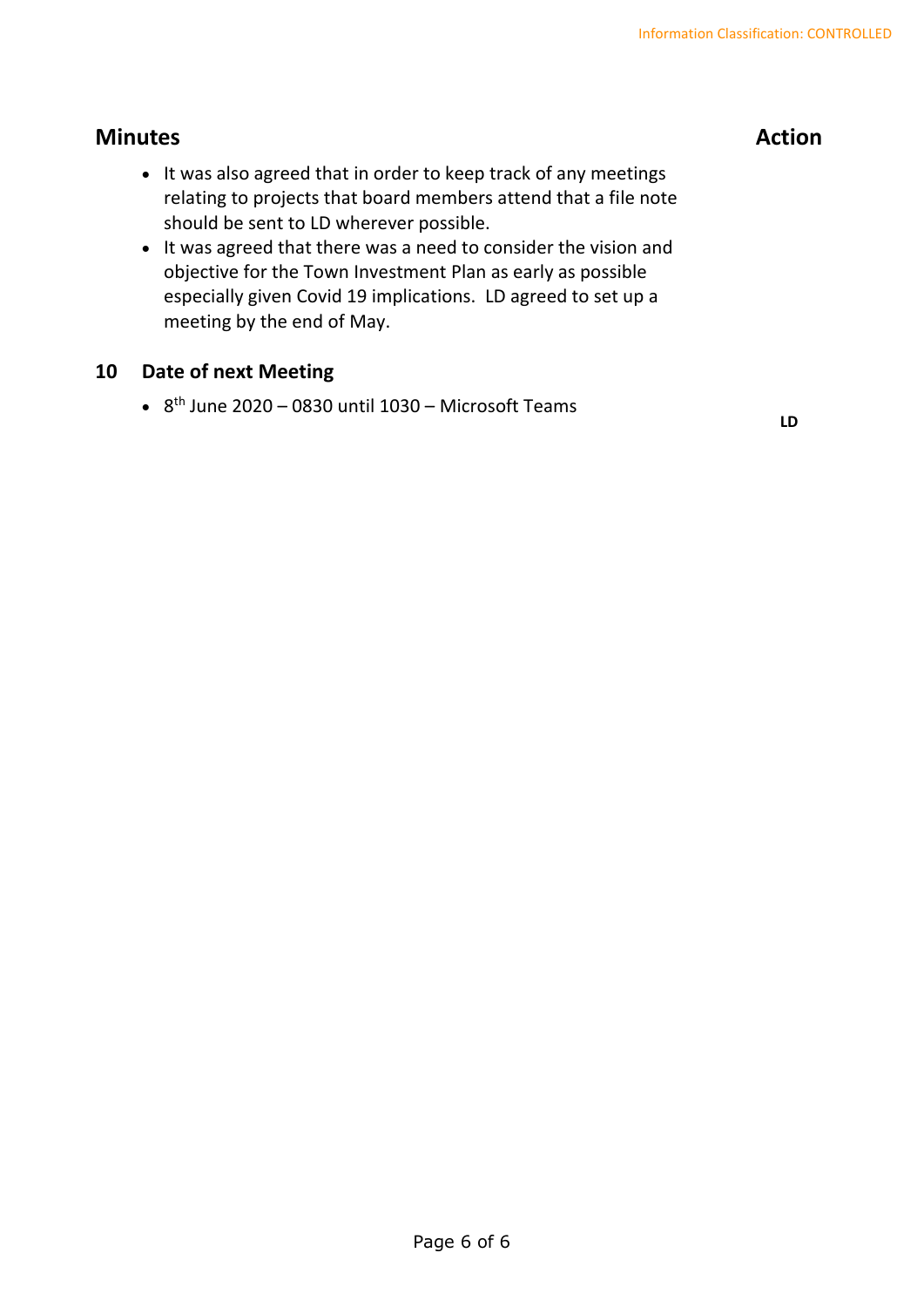## Minutes

**Action**

- It was also agreed that in order to keep track of any meetings relating to projects that board members attend that a file note should be sent to LD wherever possible.
- It was agreed that there was a need to consider the vision and objective for the Town Investment Plan as early as possible especially given Covid 19 implications. LD agreed to set up a meeting by the end of May.

**LD**

## 10 Date of next Meeting

- 8th June 2020 – 0830 until 1030 – Microsoft Teams